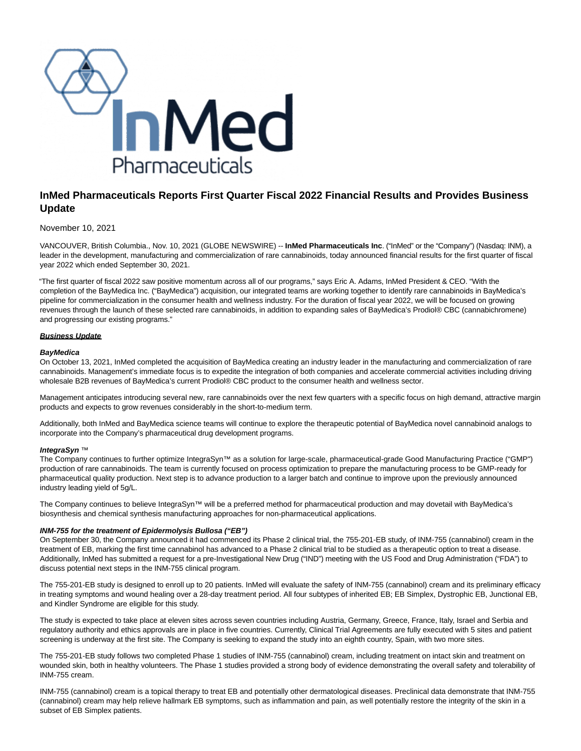# InMed Pharmaceuticals Reports First Quarter Fiscal 2022 Financial Results and Provides Business Update

November 10, 2021

VANCOUVER, British Columbia., Nov. 10, 2021 (GLOBE NEWSWIRE) -- **InMed Pharmaceuticals Inc**. ("InMed" or the "Company") (Nasdaq: INM), a leader in the development, manufacturing and commercialization of rare cannabinoids, today announced financial results for the first quarter of fiscal year 2022 which ended September 30, 2021.

"The first quarter of fiscal 2022 saw positive momentum across all of our programs," says Eric A. Adams, InMed President & CEO. "With the completion of the BayMedica Inc. ("BayMedica") acquisition, our integrated teams are working together to identify rare cannabinoids in BayMedica's pipeline for commercialization in the consumer health and wellness industry. For the duration of fiscal year 2022, we will be focused on growing revenues through the launch of these selected rare cannabinoids, in addition to expanding sales of BayMedica's Prodiol® CBC (cannabichromene) and progressing our existing programs."

***Business Update***

***BayMedica***

On October 13, 2021, InMed completed the acquisition of BayMedica creating an industry leader in the manufacturing and commercialization of rare cannabinoids. Management's immediate focus is to expedite the integration of both companies and accelerate commercial activities including driving wholesale B2B revenues of BayMedica's current Prodiol® CBC product to the consumer health and wellness sector.

Management anticipates introducing several new, rare cannabinoids over the next few quarters with a specific focus on high demand, attractive margin products and expects to grow revenues considerably in the short-to-medium term.

Additionally, both InMed and BayMedica science teams will continue to explore the therapeutic potential of BayMedica novel cannabinoid analogs to incorporate into the Company's pharmaceutical drug development programs.

***IntegraSyn*** ™

The Company continues to further optimize IntegraSyn™ as a solution for large-scale, pharmaceutical-grade Good Manufacturing Practice ("GMP") production of rare cannabinoids. The team is currently focused on process optimization to prepare the manufacturing process to be GMP-ready for pharmaceutical quality production. Next step is to advance production to a larger batch and continue to improve upon the previously announced industry leading yield of 5g/L.

The Company continues to believe IntegraSyn™ will be a preferred method for pharmaceutical production and may dovetail with BayMedica's biosynthesis and chemical synthesis manufacturing approaches for non-pharmaceutical applications.

***INM-755 for the treatment of Epidermolysis Bullosa ("EB")***

On September 30, the Company announced it had commenced its Phase 2 clinical trial, the 755-201-EB study, of INM-755 (cannabinol) cream in the treatment of EB, marking the first time cannabinol has advanced to a Phase 2 clinical trial to be studied as a therapeutic option to treat a disease. Additionally, InMed has submitted a request for a pre-Investigational New Drug ("IND") meeting with the US Food and Drug Administration ("FDA") to discuss potential next steps in the INM-755 clinical program.

The 755-201-EB study is designed to enroll up to 20 patients. InMed will evaluate the safety of INM-755 (cannabinol) cream and its preliminary efficacy in treating symptoms and wound healing over a 28-day treatment period. All four subtypes of inherited EB; EB Simplex, Dystrophic EB, Junctional EB, and Kindler Syndrome are eligible for this study.

The study is expected to take place at eleven sites across seven countries including Austria, Germany, Greece, France, Italy, Israel and Serbia and regulatory authority and ethics approvals are in place in five countries. Currently, Clinical Trial Agreements are fully executed with 5 sites and patient screening is underway at the first site. The Company is seeking to expand the study into an eighth country, Spain, with two more sites.

The 755-201-EB study follows two completed Phase 1 studies of INM-755 (cannabinol) cream, including treatment on intact skin and treatment on wounded skin, both in healthy volunteers. The Phase 1 studies provided a strong body of evidence demonstrating the overall safety and tolerability of INM-755 cream.

INM-755 (cannabinol) cream is a topical therapy to treat EB and potentially other dermatological diseases. Preclinical data demonstrate that INM-755 (cannabinol) cream may help relieve hallmark EB symptoms, such as inflammation and pain, as well potentially restore the integrity of the skin in a subset of EB Simplex patients.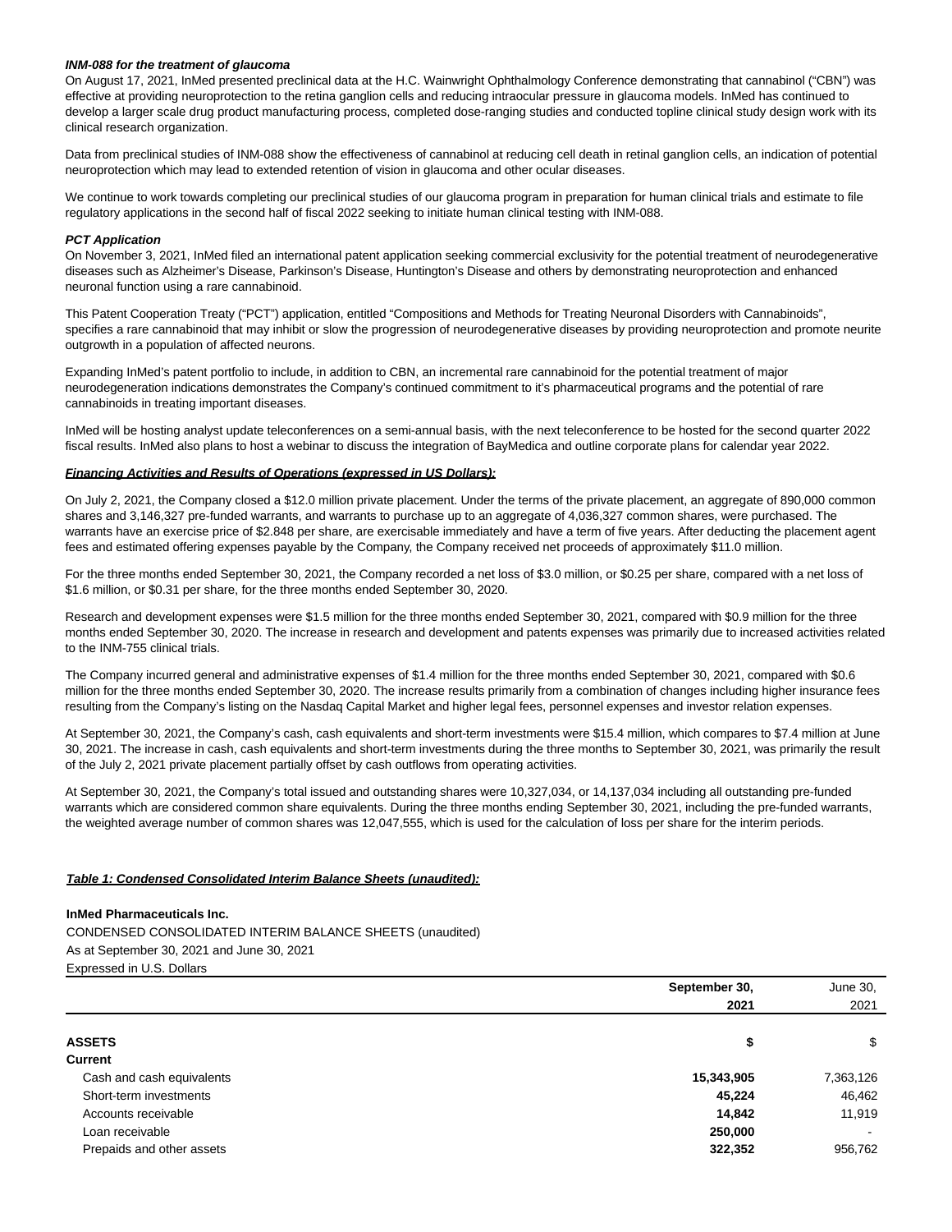***INM-088 for the treatment of glaucoma***

On August 17, 2021, InMed presented preclinical data at the H.C. Wainwright Ophthalmology Conference demonstrating that cannabinol ("CBN") was effective at providing neuroprotection to the retina ganglion cells and reducing intraocular pressure in glaucoma models. InMed has continued to develop a larger scale drug product manufacturing process, completed dose-ranging studies and conducted topline clinical study design work with its clinical research organization.

Data from preclinical studies of INM-088 show the effectiveness of cannabinol at reducing cell death in retinal ganglion cells, an indication of potential neuroprotection which may lead to extended retention of vision in glaucoma and other ocular diseases.

We continue to work towards completing our preclinical studies of our glaucoma program in preparation for human clinical trials and estimate to file regulatory applications in the second half of fiscal 2022 seeking to initiate human clinical testing with INM-088.

***PCT Application***

On November 3, 2021, InMed filed an international patent application seeking commercial exclusivity for the potential treatment of neurodegenerative diseases such as Alzheimer's Disease, Parkinson's Disease, Huntington's Disease and others by demonstrating neuroprotection and enhanced neuronal function using a rare cannabinoid.

This Patent Cooperation Treaty ("PCT") application, entitled "Compositions and Methods for Treating Neuronal Disorders with Cannabinoids", specifies a rare cannabinoid that may inhibit or slow the progression of neurodegenerative diseases by providing neuroprotection and promote neurite outgrowth in a population of affected neurons.

Expanding InMed's patent portfolio to include, in addition to CBN, an incremental rare cannabinoid for the potential treatment of major neurodegeneration indications demonstrates the Company's continued commitment to it's pharmaceutical programs and the potential of rare cannabinoids in treating important diseases.

InMed will be hosting analyst update teleconferences on a semi-annual basis, with the next teleconference to be hosted for the second quarter 2022 fiscal results. InMed also plans to host a webinar to discuss the integration of BayMedica and outline corporate plans for calendar year 2022.

***Financing Activities and Results of Operations (expressed in US Dollars):***

On July 2, 2021, the Company closed a $12.0 million private placement. Under the terms of the private placement, an aggregate of 890,000 common shares and 3,146,327 pre-funded warrants, and warrants to purchase up to an aggregate of 4,036,327 common shares, were purchased. The warrants have an exercise price of $2.848 per share, are exercisable immediately and have a term of five years. After deducting the placement agent fees and estimated offering expenses payable by the Company, the Company received net proceeds of approximately $11.0 million.

For the three months ended September 30, 2021, the Company recorded a net loss of $3.0 million, or $0.25 per share, compared with a net loss of $1.6 million, or $0.31 per share, for the three months ended September 30, 2020.

Research and development expenses were $1.5 million for the three months ended September 30, 2021, compared with $0.9 million for the three months ended September 30, 2020. The increase in research and development and patents expenses was primarily due to increased activities related to the INM-755 clinical trials.

The Company incurred general and administrative expenses of $1.4 million for the three months ended September 30, 2021, compared with $0.6 million for the three months ended September 30, 2020. The increase results primarily from a combination of changes including higher insurance fees resulting from the Company's listing on the Nasdaq Capital Market and higher legal fees, personnel expenses and investor relation expenses.

At September 30, 2021, the Company's cash, cash equivalents and short-term investments were $15.4 million, which compares to $7.4 million at June 30, 2021. The increase in cash, cash equivalents and short-term investments during the three months to September 30, 2021, was primarily the result of the July 2, 2021 private placement partially offset by cash outflows from operating activities.

At September 30, 2021, the Company's total issued and outstanding shares were 10,327,034, or 14,137,034 including all outstanding pre-funded warrants which are considered common share equivalents. During the three months ending September 30, 2021, including the pre-funded warrants, the weighted average number of common shares was 12,047,555, which is used for the calculation of loss per share for the interim periods.

***Table 1: Condensed Consolidated Interim Balance Sheets (unaudited):***

**InMed Pharmaceuticals Inc.**

CONDENSED CONSOLIDATED INTERIM BALANCE SHEETS (unaudited)

As at September 30, 2021 and June 30, 2021

Expressed in U.S. Dollars

| | **September 30, 2021** | June 30, 2021 |
|---|---|---|
| **ASSETS** | **$** | $ |
| **Current** | | |
| Cash and cash equivalents | **15,343,905** | 7,363,126 |
| Short-term investments | **45,224** | 46,462 |
| Accounts receivable | **14,842** | 11,919 |
| Loan receivable | **250,000** | - |
| Prepaids and other assets | **322,352** | 956,762 |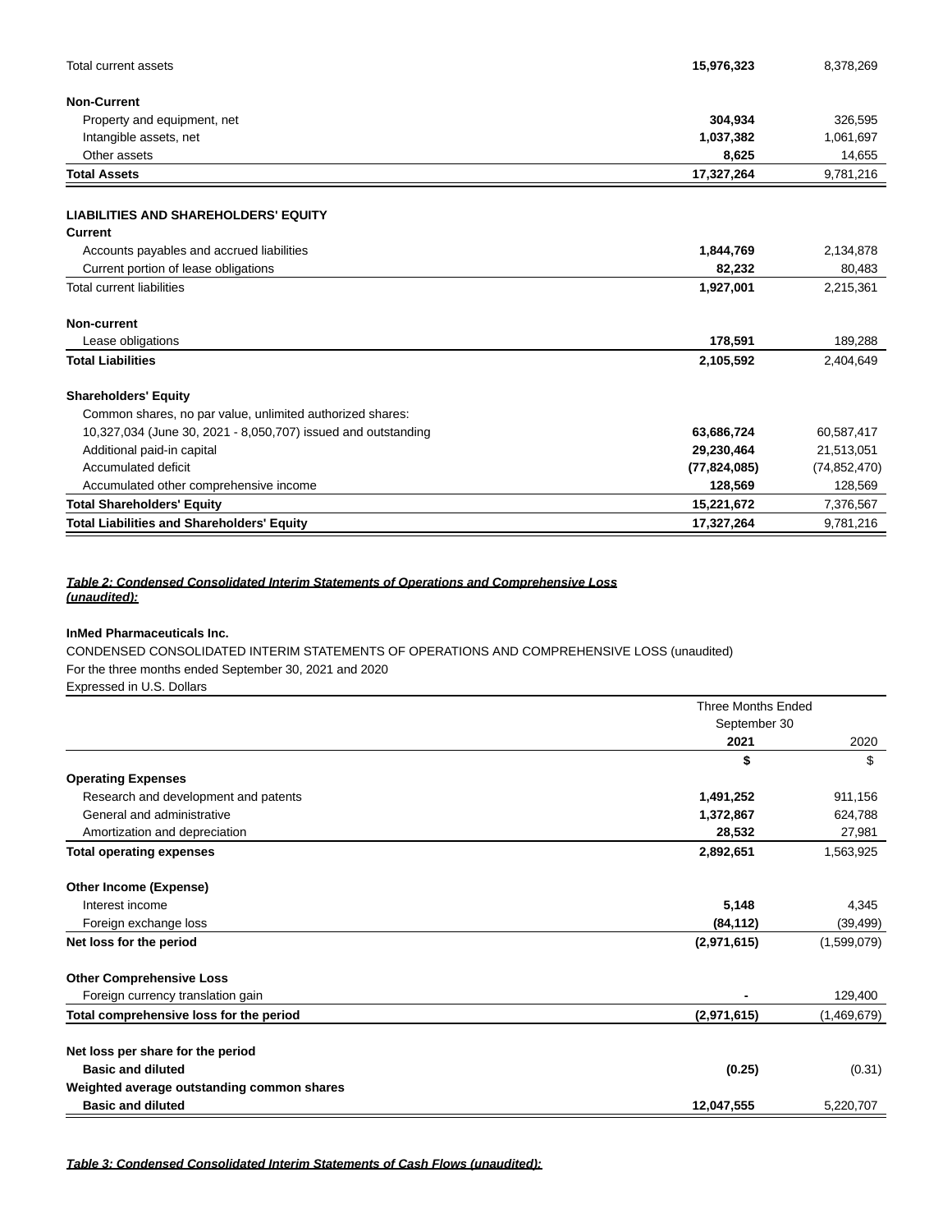| | | |
|---|---|---|
| Total current assets | **15,976,323** | 8,378,269 |
| **Non-Current** | | |
| Property and equipment, net | **304,934** | 326,595 |
| Intangible assets, net | **1,037,382** | 1,061,697 |
| Other assets | **8,625** | 14,655 |
| **Total Assets** | **17,327,264** | 9,781,216 |
| **LIABILITIES AND SHAREHOLDERS' EQUITY** | | |
| **Current** | | |
| Accounts payables and accrued liabilities | **1,844,769** | 2,134,878 |
| Current portion of lease obligations | **82,232** | 80,483 |
| Total current liabilities | **1,927,001** | 2,215,361 |
| **Non-current** | | |
| Lease obligations | **178,591** | 189,288 |
| **Total Liabilities** | **2,105,592** | 2,404,649 |
| **Shareholders' Equity** | | |
| Common shares, no par value, unlimited authorized shares: | | |
| 10,327,034 (June 30, 2021 - 8,050,707) issued and outstanding | **63,686,724** | 60,587,417 |
| Additional paid-in capital | **29,230,464** | 21,513,051 |
| Accumulated deficit | **(77,824,085)** | (74,852,470) |
| Accumulated other comprehensive income | **128,569** | 128,569 |
| **Total Shareholders' Equity** | **15,221,672** | 7,376,567 |
| **Total Liabilities and Shareholders' Equity** | **17,327,264** | 9,781,216 |

***Table 2: Condensed Consolidated Interim Statements of Operations and Comprehensive Loss (unaudited):***

**InMed Pharmaceuticals Inc.**

CONDENSED CONSOLIDATED INTERIM STATEMENTS OF OPERATIONS AND COMPREHENSIVE LOSS (unaudited)
For the three months ended September 30, 2021 and 2020
Expressed in U.S. Dollars

| | Three Months Ended September 30 | |
|---|---|---|
| | **2021** | 2020 |
| | **$** | $ |
| **Operating Expenses** | | |
| Research and development and patents | **1,491,252** | 911,156 |
| General and administrative | **1,372,867** | 624,788 |
| Amortization and depreciation | **28,532** | 27,981 |
| **Total operating expenses** | **2,892,651** | 1,563,925 |
| **Other Income (Expense)** | | |
| Interest income | **5,148** | 4,345 |
| Foreign exchange loss | **(84,112)** | (39,499) |
| **Net loss for the period** | **(2,971,615)** | (1,599,079) |
| **Other Comprehensive Loss** | | |
| Foreign currency translation gain | **-** | 129,400 |
| **Total comprehensive loss for the period** | **(2,971,615)** | (1,469,679) |
| **Net loss per share for the period** | | |
| **Basic and diluted** | **(0.25)** | (0.31) |
| **Weighted average outstanding common shares** | | |
| **Basic and diluted** | **12,047,555** | 5,220,707 |

***Table 3: Condensed Consolidated Interim Statements of Cash Flows (unaudited):***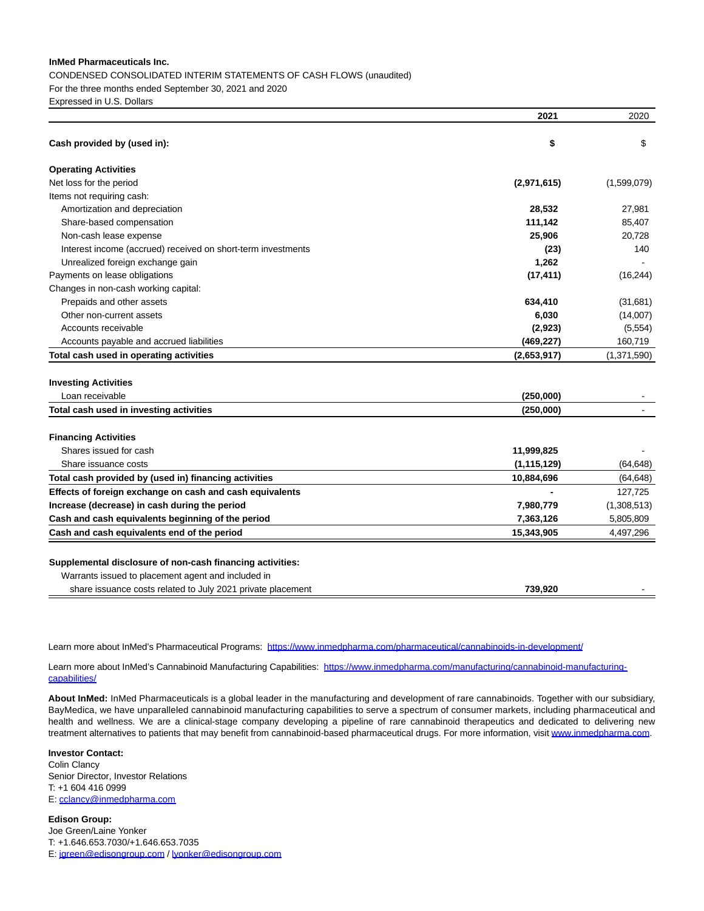**InMed Pharmaceuticals Inc.**

CONDENSED CONSOLIDATED INTERIM STATEMENTS OF CASH FLOWS (unaudited)

For the three months ended September 30, 2021 and 2020

Expressed in U.S. Dollars

| | **2021** | 2020 |
|---|---|---|
| **Cash provided by (used in):** | **$** | $ |
| **Operating Activities** | | |
| Net loss for the period | **(2,971,615)** | (1,599,079) |
| Items not requiring cash: | | |
| Amortization and depreciation | **28,532** | 27,981 |
| Share-based compensation | **111,142** | 85,407 |
| Non-cash lease expense | **25,906** | 20,728 |
| Interest income (accrued) received on short-term investments | **(23)** | 140 |
| Unrealized foreign exchange gain | **1,262** | - |
| Payments on lease obligations | **(17,411)** | (16,244) |
| Changes in non-cash working capital: | | |
| Prepaids and other assets | **634,410** | (31,681) |
| Other non-current assets | **6,030** | (14,007) |
| Accounts receivable | **(2,923)** | (5,554) |
| Accounts payable and accrued liabilities | **(469,227)** | 160,719 |
| **Total cash used in operating activities** | **(2,653,917)** | (1,371,590) |
| **Investing Activities** | | |
| Loan receivable | **(250,000)** | - |
| **Total cash used in investing activities** | **(250,000)** | - |
| **Financing Activities** | | |
| Shares issued for cash | **11,999,825** | - |
| Share issuance costs | **(1,115,129)** | (64,648) |
| **Total cash provided by (used in) financing activities** | **10,884,696** | (64,648) |
| **Effects of foreign exchange on cash and cash equivalents** | **-** | 127,725 |
| **Increase (decrease) in cash during the period** | **7,980,779** | (1,308,513) |
| **Cash and cash equivalents beginning of the period** | **7,363,126** | 5,805,809 |
| **Cash and cash equivalents end of the period** | **15,343,905** | 4,497,296 |
| **Supplemental disclosure of non-cash financing activities:** | | |
| Warrants issued to placement agent and included in share issuance costs related to July 2021 private placement | **739,920** | - |

Learn more about InMed's Pharmaceutical Programs: https://www.inmedpharma.com/pharmaceutical/cannabinoids-in-development/

Learn more about InMed's Cannabinoid Manufacturing Capabilities: https://www.inmedpharma.com/manufacturing/cannabinoid-manufacturing-capabilities/

**About InMed:** InMed Pharmaceuticals is a global leader in the manufacturing and development of rare cannabinoids. Together with our subsidiary, BayMedica, we have unparalleled cannabinoid manufacturing capabilities to serve a spectrum of consumer markets, including pharmaceutical and health and wellness. We are a clinical-stage company developing a pipeline of rare cannabinoid therapeutics and dedicated to delivering new treatment alternatives to patients that may benefit from cannabinoid-based pharmaceutical drugs. For more information, visit www.inmedpharma.com.

**Investor Contact:**
Colin Clancy
Senior Director, Investor Relations
T: +1 604 416 0999
E: cclancy@inmedpharma.com

**Edison Group:**
Joe Green/Laine Yonker
T: +1.646.653.7030/+1.646.653.7035
E: jgreen@edisongroup.com / lyonker@edisongroup.com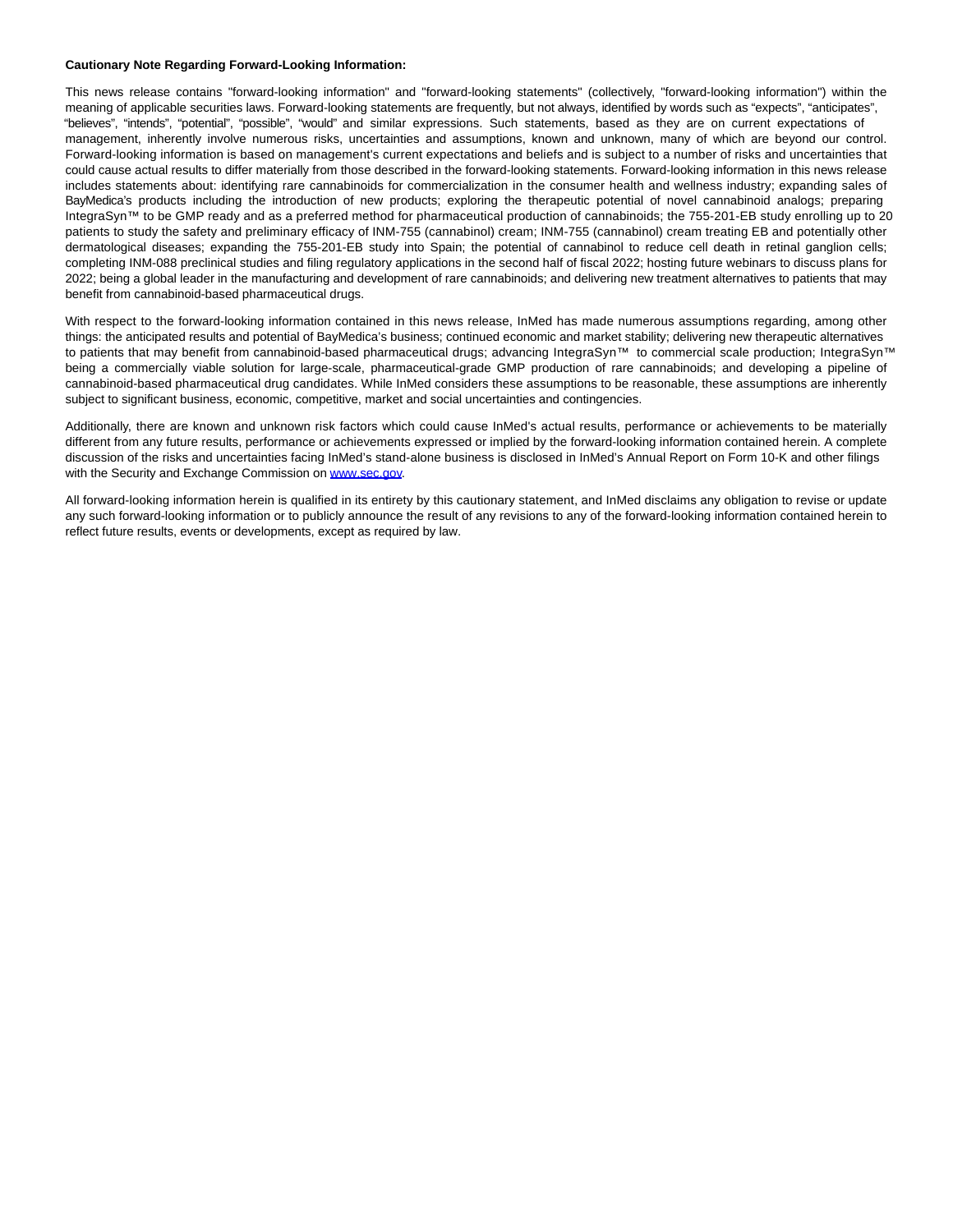**Cautionary Note Regarding Forward-Looking Information:**

This news release contains "forward-looking information" and "forward-looking statements" (collectively, "forward-looking information") within the meaning of applicable securities laws. Forward-looking statements are frequently, but not always, identified by words such as “expects”, “anticipates”, “believes”, “intends”, “potential”, “possible”, “would” and similar expressions. Such statements, based as they are on current expectations of management, inherently involve numerous risks, uncertainties and assumptions, known and unknown, many of which are beyond our control. Forward-looking information is based on management's current expectations and beliefs and is subject to a number of risks and uncertainties that could cause actual results to differ materially from those described in the forward-looking statements. Forward-looking information in this news release includes statements about: identifying rare cannabinoids for commercialization in the consumer health and wellness industry; expanding sales of BayMedica's products including the introduction of new products; exploring the therapeutic potential of novel cannabinoid analogs; preparing IntegraSyn™ to be GMP ready and as a preferred method for pharmaceutical production of cannabinoids; the 755-201-EB study enrolling up to 20 patients to study the safety and preliminary efficacy of INM-755 (cannabinol) cream; INM-755 (cannabinol) cream treating EB and potentially other dermatological diseases; expanding the 755-201-EB study into Spain; the potential of cannabinol to reduce cell death in retinal ganglion cells; completing INM-088 preclinical studies and filing regulatory applications in the second half of fiscal 2022; hosting future webinars to discuss plans for 2022; being a global leader in the manufacturing and development of rare cannabinoids; and delivering new treatment alternatives to patients that may benefit from cannabinoid-based pharmaceutical drugs.

With respect to the forward-looking information contained in this news release, InMed has made numerous assumptions regarding, among other things: the anticipated results and potential of BayMedica’s business; continued economic and market stability; delivering new therapeutic alternatives to patients that may benefit from cannabinoid-based pharmaceutical drugs; advancing IntegraSyn™ to commercial scale production; IntegraSyn™ being a commercially viable solution for large-scale, pharmaceutical-grade GMP production of rare cannabinoids; and developing a pipeline of cannabinoid-based pharmaceutical drug candidates. While InMed considers these assumptions to be reasonable, these assumptions are inherently subject to significant business, economic, competitive, market and social uncertainties and contingencies.

Additionally, there are known and unknown risk factors which could cause InMed’s actual results, performance or achievements to be materially different from any future results, performance or achievements expressed or implied by the forward-looking information contained herein. A complete discussion of the risks and uncertainties facing InMed’s stand-alone business is disclosed in InMed’s Annual Report on Form 10-K and other filings with the Security and Exchange Commission on www.sec.gov.

All forward-looking information herein is qualified in its entirety by this cautionary statement, and InMed disclaims any obligation to revise or update any such forward-looking information or to publicly announce the result of any revisions to any of the forward-looking information contained herein to reflect future results, events or developments, except as required by law.